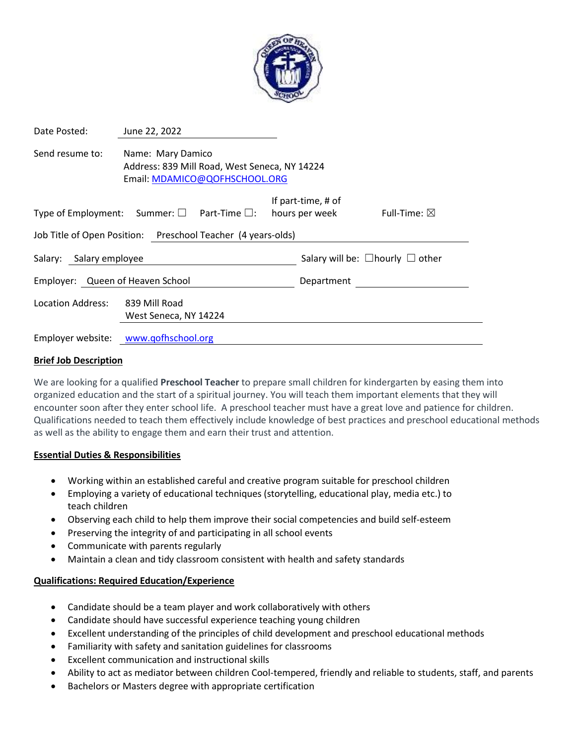Date Posted: June 22, 2022

Send resume to: Name: Mary Damico
Address: 839 Mill Road, West Seneca, NY 14224
Email: MDAMICO@QOFHSCHOOL.ORG

Type of Employment: Summer: ☐ Part-Time ☐: If part-time, # of hours per week Full-Time: ☒

Job Title of Open Position: Preschool Teacher (4 years-olds)

Salary: Salary employee Salary will be: ☐hourly ☐ other

Employer: Queen of Heaven School Department

Location Address: 839 Mill Road
West Seneca, NY 14224

Employer website: www.qofhschool.org

**Brief Job Description**

We are looking for a qualified **Preschool Teacher** to prepare small children for kindergarten by easing them into organized education and the start of a spiritual journey. You will teach them important elements that they will encounter soon after they enter school life. A preschool teacher must have a great love and patience for children. Qualifications needed to teach them effectively include knowledge of best practices and preschool educational methods as well as the ability to engage them and earn their trust and attention.

**Essential Duties & Responsibilities**

- Working within an established careful and creative program suitable for preschool children
- Employing a variety of educational techniques (storytelling, educational play, media etc.) to teach children
- Observing each child to help them improve their social competencies and build self-esteem
- Preserving the integrity of and participating in all school events
- Communicate with parents regularly
- Maintain a clean and tidy classroom consistent with health and safety standards

**Qualifications: Required Education/Experience**

- Candidate should be a team player and work collaboratively with others
- Candidate should have successful experience teaching young children
- Excellent understanding of the principles of child development and preschool educational methods
- Familiarity with safety and sanitation guidelines for classrooms
- Excellent communication and instructional skills
- Ability to act as mediator between children Cool-tempered, friendly and reliable to students, staff, and parents
- Bachelors or Masters degree with appropriate certification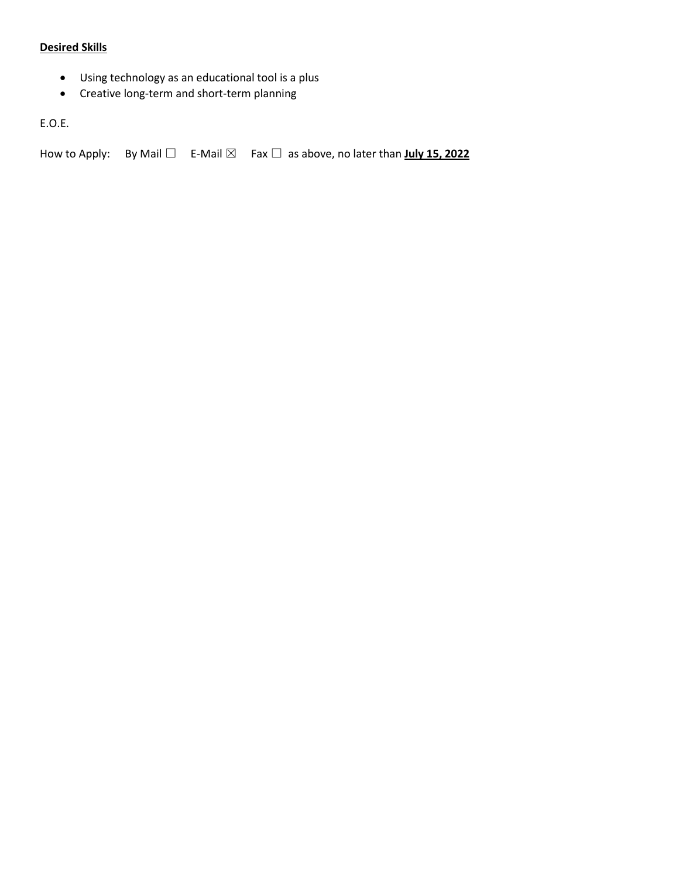**Desired Skills**

- Using technology as an educational tool is a plus
- Creative long-term and short-term planning

E.O.E.

How to Apply: By Mail ☐ E-Mail ☒ Fax ☐ as above, no later than **July 15, 2022**